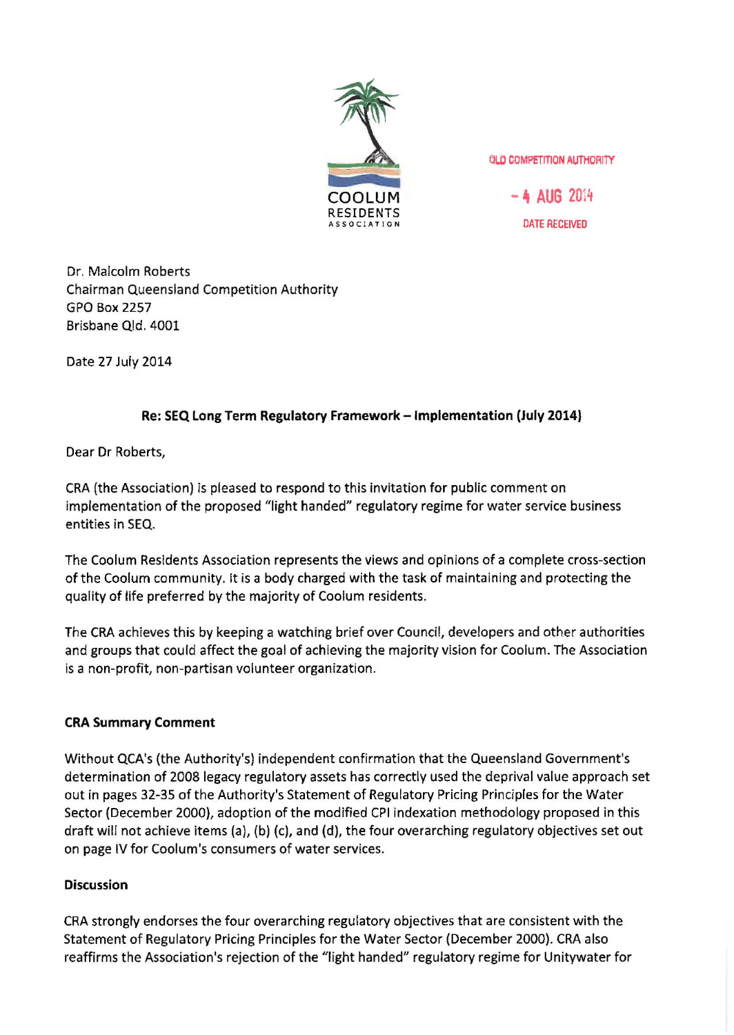COOLUM
RESIDENTS
ASSOCIATION

QLD COMPETITION AUTHORITY

- 4 AUG 2014

DATE RECEIVED

Dr. Malcolm Roberts
Chairman Queensland Competition Authority
GPO Box 2257
Brisbane Qld. 4001

Date 27 July 2014

**Re: SEQ Long Term Regulatory Framework – Implementation (July 2014)**

Dear Dr Roberts,

CRA (the Association) is pleased to respond to this invitation for public comment on implementation of the proposed "light handed" regulatory regime for water service business entities in SEQ.

The Coolum Residents Association represents the views and opinions of a complete cross-section of the Coolum community. It is a body charged with the task of maintaining and protecting the quality of life preferred by the majority of Coolum residents.

The CRA achieves this by keeping a watching brief over Council, developers and other authorities and groups that could affect the goal of achieving the majority vision for Coolum. The Association is a non-profit, non-partisan volunteer organization.

**CRA Summary Comment**

Without QCA's (the Authority's) independent confirmation that the Queensland Government's determination of 2008 legacy regulatory assets has correctly used the deprival value approach set out in pages 32-35 of the Authority's Statement of Regulatory Pricing Principles for the Water Sector (December 2000), adoption of the modified CPI indexation methodology proposed in this draft will not achieve items (a), (b) (c), and (d), the four overarching regulatory objectives set out on page IV for Coolum's consumers of water services.

**Discussion**

CRA strongly endorses the four overarching regulatory objectives that are consistent with the Statement of Regulatory Pricing Principles for the Water Sector (December 2000). CRA also reaffirms the Association's rejection of the "light handed" regulatory regime for Unitywater for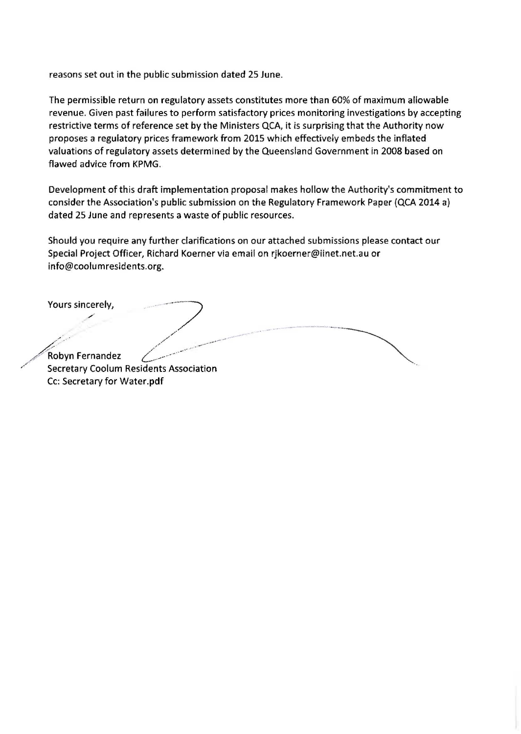reasons set out in the public submission dated 25 June.

The permissible return on regulatory assets constitutes more than 60% of maximum allowable revenue. Given past failures to perform satisfactory prices monitoring investigations by accepting restrictive terms of reference set by the Ministers QCA, it is surprising that the Authority now proposes a regulatory prices framework from 2015 which effectively embeds the inflated valuations of regulatory assets determined by the Queensland Government in 2008 based on flawed advice from KPMG.

Development of this draft implementation proposal makes hollow the Authority's commitment to consider the Association's public submission on the Regulatory Framework Paper (QCA 2014 a) dated 25 June and represents a waste of public resources.

Should you require any further clarifications on our attached submissions please contact our Special Project Officer, Richard Koerner via email on rjkoerner@iinet.net.au or info@coolumresidents.org.

Yours sincerely,

Robyn Fernandez
Secretary Coolum Residents Association
Cc: Secretary for Water.pdf